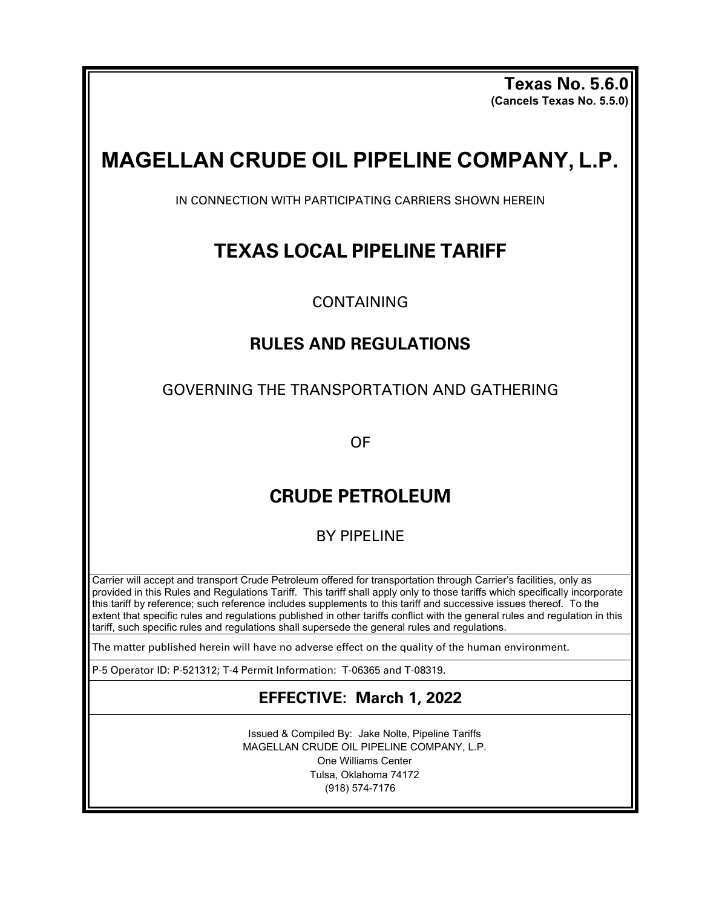**Texas No. 5.6.0**
**(Cancels Texas No. 5.5.0)**

# MAGELLAN CRUDE OIL PIPELINE COMPANY, L.P.

IN CONNECTION WITH PARTICIPATING CARRIERS SHOWN HEREIN

## TEXAS LOCAL PIPELINE TARIFF

CONTAINING

## RULES AND REGULATIONS

GOVERNING THE TRANSPORTATION AND GATHERING

OF

## CRUDE PETROLEUM

BY PIPELINE

Carrier will accept and transport Crude Petroleum offered for transportation through Carrier's facilities, only as provided in this Rules and Regulations Tariff. This tariff shall apply only to those tariffs which specifically incorporate this tariff by reference; such reference includes supplements to this tariff and successive issues thereof. To the extent that specific rules and regulations published in other tariffs conflict with the general rules and regulation in this tariff, such specific rules and regulations shall supersede the general rules and regulations.

The matter published herein will have no adverse effect on the quality of the human environment.

P-5 Operator ID: P-521312; T-4 Permit Information: T-06365 and T-08319.

## EFFECTIVE: March 1, 2022

Issued & Compiled By: Jake Nolte, Pipeline Tariffs
MAGELLAN CRUDE OIL PIPELINE COMPANY, L.P.
One Williams Center
Tulsa, Oklahoma 74172
(918) 574-7176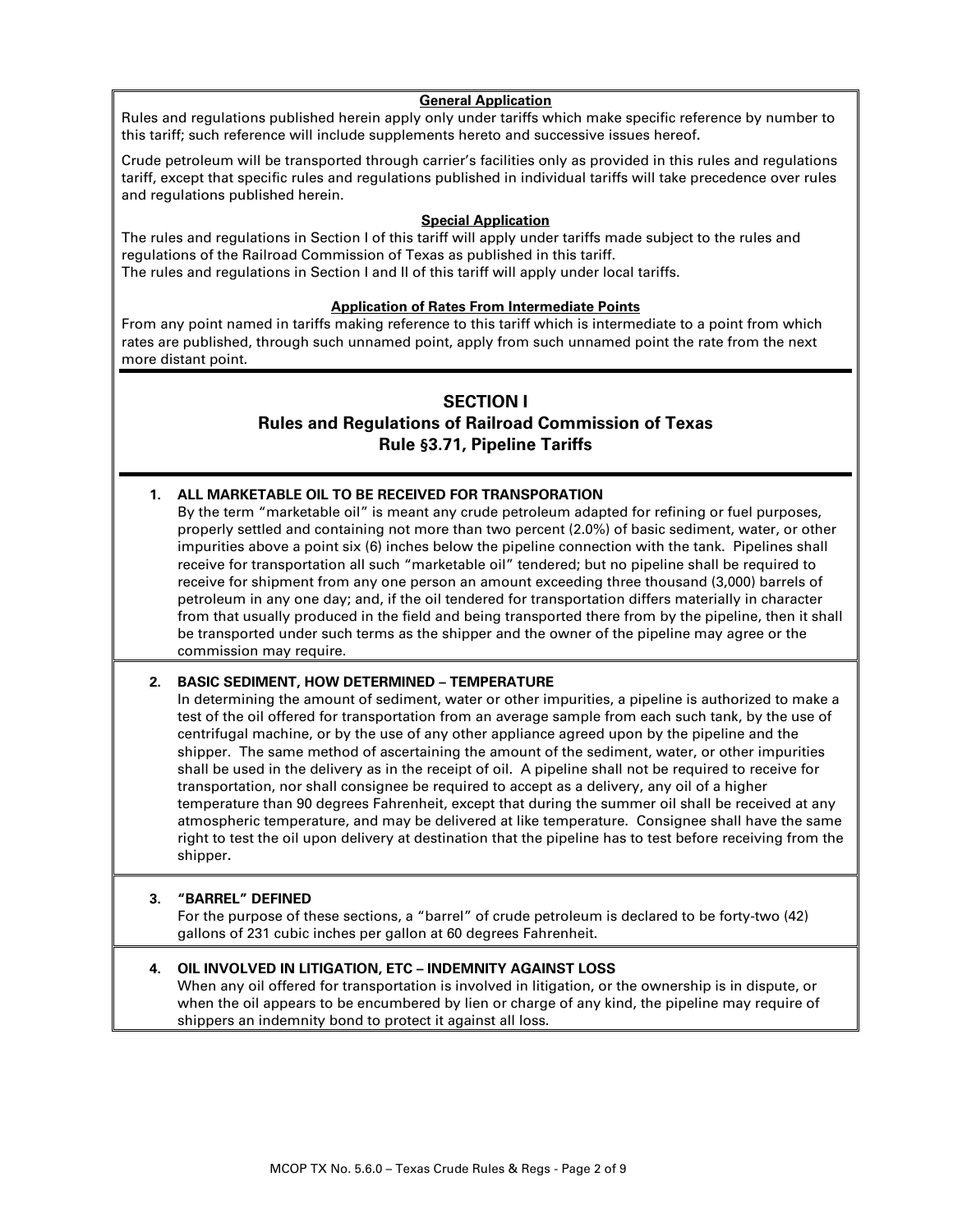### General Application

Rules and regulations published herein apply only under tariffs which make specific reference by number to this tariff; such reference will include supplements hereto and successive issues hereof.

Crude petroleum will be transported through carrier's facilities only as provided in this rules and regulations tariff, except that specific rules and regulations published in individual tariffs will take precedence over rules and regulations published herein.

### Special Application

The rules and regulations in Section I of this tariff will apply under tariffs made subject to the rules and regulations of the Railroad Commission of Texas as published in this tariff.
The rules and regulations in Section I and II of this tariff will apply under local tariffs.

### Application of Rates From Intermediate Points

From any point named in tariffs making reference to this tariff which is intermediate to a point from which rates are published, through such unnamed point, apply from such unnamed point the rate from the next more distant point.

## SECTION I
## Rules and Regulations of Railroad Commission of Texas
## Rule §3.71, Pipeline Tariffs

**1. ALL MARKETABLE OIL TO BE RECEIVED FOR TRANSPORATION**

By the term "marketable oil" is meant any crude petroleum adapted for refining or fuel purposes, properly settled and containing not more than two percent (2.0%) of basic sediment, water, or other impurities above a point six (6) inches below the pipeline connection with the tank. Pipelines shall receive for transportation all such "marketable oil" tendered; but no pipeline shall be required to receive for shipment from any one person an amount exceeding three thousand (3,000) barrels of petroleum in any one day; and, if the oil tendered for transportation differs materially in character from that usually produced in the field and being transported there from by the pipeline, then it shall be transported under such terms as the shipper and the owner of the pipeline may agree or the commission may require.

**2. BASIC SEDIMENT, HOW DETERMINED – TEMPERATURE**

In determining the amount of sediment, water or other impurities, a pipeline is authorized to make a test of the oil offered for transportation from an average sample from each such tank, by the use of centrifugal machine, or by the use of any other appliance agreed upon by the pipeline and the shipper. The same method of ascertaining the amount of the sediment, water, or other impurities shall be used in the delivery as in the receipt of oil. A pipeline shall not be required to receive for transportation, nor shall consignee be required to accept as a delivery, any oil of a higher temperature than 90 degrees Fahrenheit, except that during the summer oil shall be received at any atmospheric temperature, and may be delivered at like temperature. Consignee shall have the same right to test the oil upon delivery at destination that the pipeline has to test before receiving from the shipper.

**3. "BARREL" DEFINED**

For the purpose of these sections, a "barrel" of crude petroleum is declared to be forty-two (42) gallons of 231 cubic inches per gallon at 60 degrees Fahrenheit.

**4. OIL INVOLVED IN LITIGATION, ETC – INDEMNITY AGAINST LOSS**

When any oil offered for transportation is involved in litigation, or the ownership is in dispute, or when the oil appears to be encumbered by lien or charge of any kind, the pipeline may require of shippers an indemnity bond to protect it against all loss.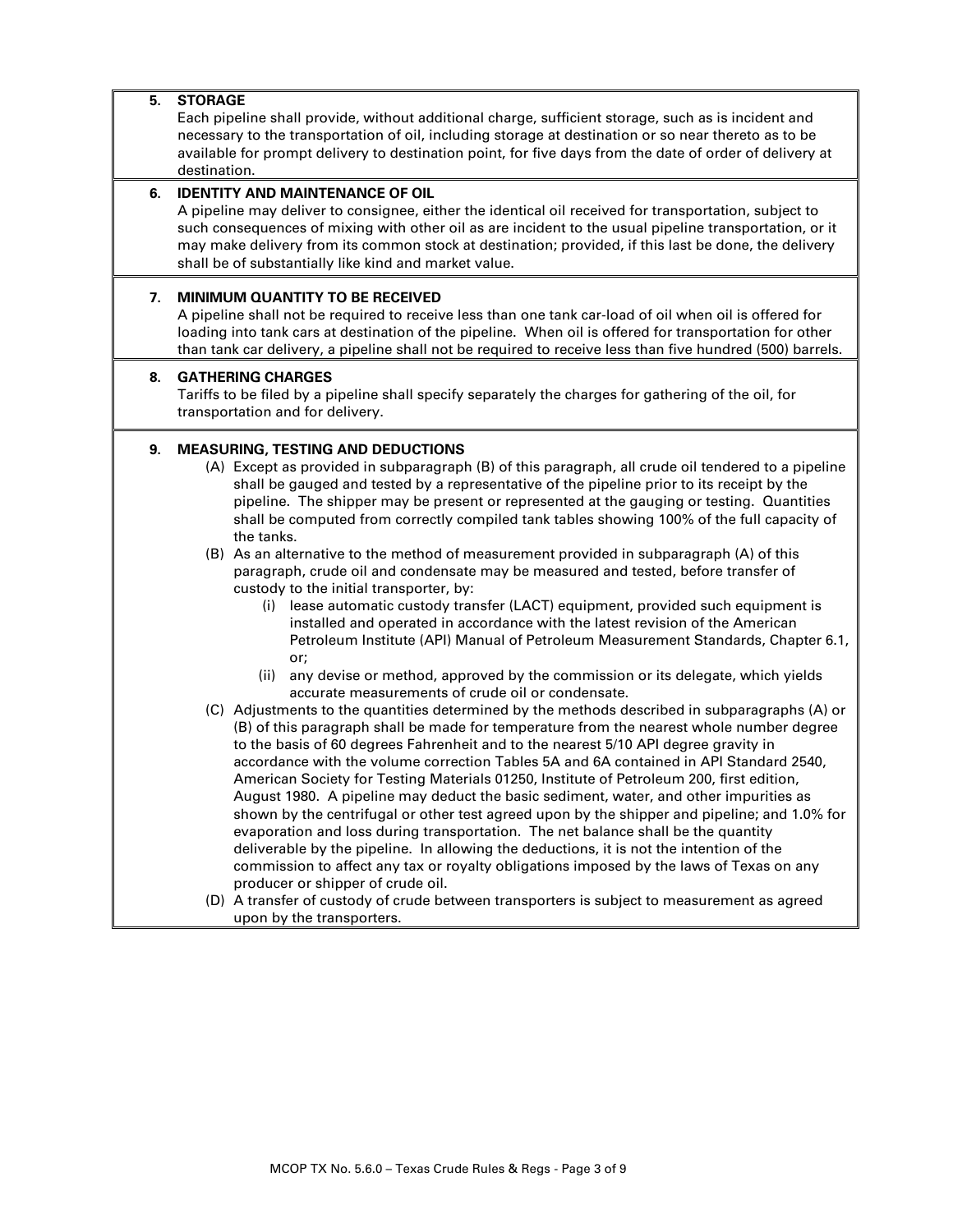**5. STORAGE**

Each pipeline shall provide, without additional charge, sufficient storage, such as is incident and necessary to the transportation of oil, including storage at destination or so near thereto as to be available for prompt delivery to destination point, for five days from the date of order of delivery at destination.

**6. IDENTITY AND MAINTENANCE OF OIL**

A pipeline may deliver to consignee, either the identical oil received for transportation, subject to such consequences of mixing with other oil as are incident to the usual pipeline transportation, or it may make delivery from its common stock at destination; provided, if this last be done, the delivery shall be of substantially like kind and market value.

**7. MINIMUM QUANTITY TO BE RECEIVED**

A pipeline shall not be required to receive less than one tank car-load of oil when oil is offered for loading into tank cars at destination of the pipeline. When oil is offered for transportation for other than tank car delivery, a pipeline shall not be required to receive less than five hundred (500) barrels.

**8. GATHERING CHARGES**

Tariffs to be filed by a pipeline shall specify separately the charges for gathering of the oil, for transportation and for delivery.

**9. MEASURING, TESTING AND DEDUCTIONS**

(A) Except as provided in subparagraph (B) of this paragraph, all crude oil tendered to a pipeline shall be gauged and tested by a representative of the pipeline prior to its receipt by the pipeline. The shipper may be present or represented at the gauging or testing. Quantities shall be computed from correctly compiled tank tables showing 100% of the full capacity of the tanks.

(B) As an alternative to the method of measurement provided in subparagraph (A) of this paragraph, crude oil and condensate may be measured and tested, before transfer of custody to the initial transporter, by:

(i) lease automatic custody transfer (LACT) equipment, provided such equipment is installed and operated in accordance with the latest revision of the American Petroleum Institute (API) Manual of Petroleum Measurement Standards, Chapter 6.1, or;

(ii) any devise or method, approved by the commission or its delegate, which yields accurate measurements of crude oil or condensate.

(C) Adjustments to the quantities determined by the methods described in subparagraphs (A) or (B) of this paragraph shall be made for temperature from the nearest whole number degree to the basis of 60 degrees Fahrenheit and to the nearest 5/10 API degree gravity in accordance with the volume correction Tables 5A and 6A contained in API Standard 2540, American Society for Testing Materials 01250, Institute of Petroleum 200, first edition, August 1980. A pipeline may deduct the basic sediment, water, and other impurities as shown by the centrifugal or other test agreed upon by the shipper and pipeline; and 1.0% for evaporation and loss during transportation. The net balance shall be the quantity deliverable by the pipeline. In allowing the deductions, it is not the intention of the commission to affect any tax or royalty obligations imposed by the laws of Texas on any producer or shipper of crude oil.

(D) A transfer of custody of crude between transporters is subject to measurement as agreed upon by the transporters.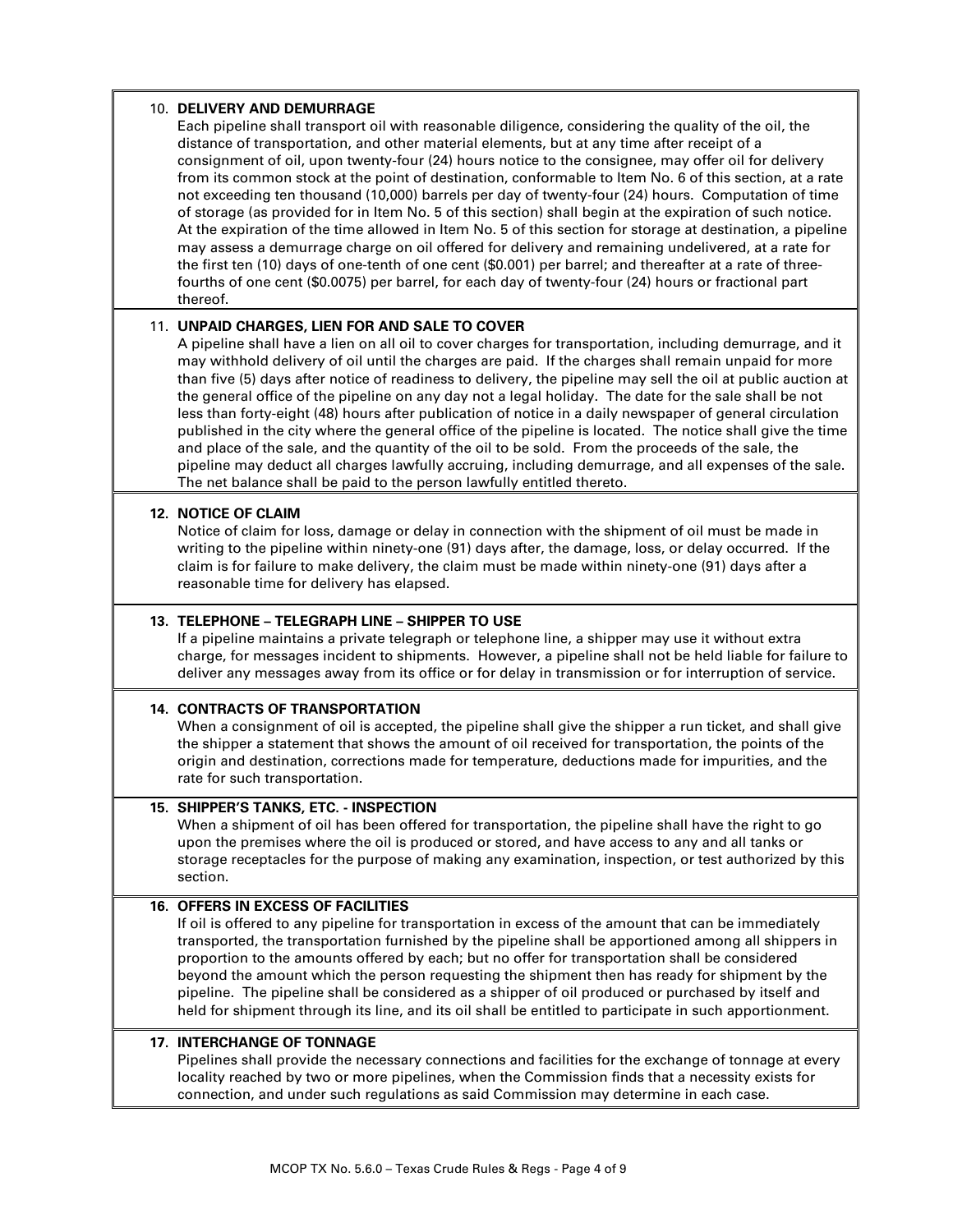**10. DELIVERY AND DEMURRAGE**

Each pipeline shall transport oil with reasonable diligence, considering the quality of the oil, the distance of transportation, and other material elements, but at any time after receipt of a consignment of oil, upon twenty-four (24) hours notice to the consignee, may offer oil for delivery from its common stock at the point of destination, conformable to Item No. 6 of this section, at a rate not exceeding ten thousand (10,000) barrels per day of twenty-four (24) hours. Computation of time of storage (as provided for in Item No. 5 of this section) shall begin at the expiration of such notice. At the expiration of the time allowed in Item No. 5 of this section for storage at destination, a pipeline may assess a demurrage charge on oil offered for delivery and remaining undelivered, at a rate for the first ten (10) days of one-tenth of one cent ($0.001) per barrel; and thereafter at a rate of three-fourths of one cent ($0.0075) per barrel, for each day of twenty-four (24) hours or fractional part thereof.

**11. UNPAID CHARGES, LIEN FOR AND SALE TO COVER**

A pipeline shall have a lien on all oil to cover charges for transportation, including demurrage, and it may withhold delivery of oil until the charges are paid. If the charges shall remain unpaid for more than five (5) days after notice of readiness to delivery, the pipeline may sell the oil at public auction at the general office of the pipeline on any day not a legal holiday. The date for the sale shall be not less than forty-eight (48) hours after publication of notice in a daily newspaper of general circulation published in the city where the general office of the pipeline is located. The notice shall give the time and place of the sale, and the quantity of the oil to be sold. From the proceeds of the sale, the pipeline may deduct all charges lawfully accruing, including demurrage, and all expenses of the sale. The net balance shall be paid to the person lawfully entitled thereto.

**12. NOTICE OF CLAIM**

Notice of claim for loss, damage or delay in connection with the shipment of oil must be made in writing to the pipeline within ninety-one (91) days after, the damage, loss, or delay occurred. If the claim is for failure to make delivery, the claim must be made within ninety-one (91) days after a reasonable time for delivery has elapsed.

**13. TELEPHONE – TELEGRAPH LINE – SHIPPER TO USE**

If a pipeline maintains a private telegraph or telephone line, a shipper may use it without extra charge, for messages incident to shipments. However, a pipeline shall not be held liable for failure to deliver any messages away from its office or for delay in transmission or for interruption of service.

**14. CONTRACTS OF TRANSPORTATION**

When a consignment of oil is accepted, the pipeline shall give the shipper a run ticket, and shall give the shipper a statement that shows the amount of oil received for transportation, the points of the origin and destination, corrections made for temperature, deductions made for impurities, and the rate for such transportation.

**15. SHIPPER'S TANKS, ETC. - INSPECTION**

When a shipment of oil has been offered for transportation, the pipeline shall have the right to go upon the premises where the oil is produced or stored, and have access to any and all tanks or storage receptacles for the purpose of making any examination, inspection, or test authorized by this section.

**16. OFFERS IN EXCESS OF FACILITIES**

If oil is offered to any pipeline for transportation in excess of the amount that can be immediately transported, the transportation furnished by the pipeline shall be apportioned among all shippers in proportion to the amounts offered by each; but no offer for transportation shall be considered beyond the amount which the person requesting the shipment then has ready for shipment by the pipeline. The pipeline shall be considered as a shipper of oil produced or purchased by itself and held for shipment through its line, and its oil shall be entitled to participate in such apportionment.

**17. INTERCHANGE OF TONNAGE**

Pipelines shall provide the necessary connections and facilities for the exchange of tonnage at every locality reached by two or more pipelines, when the Commission finds that a necessity exists for connection, and under such regulations as said Commission may determine in each case.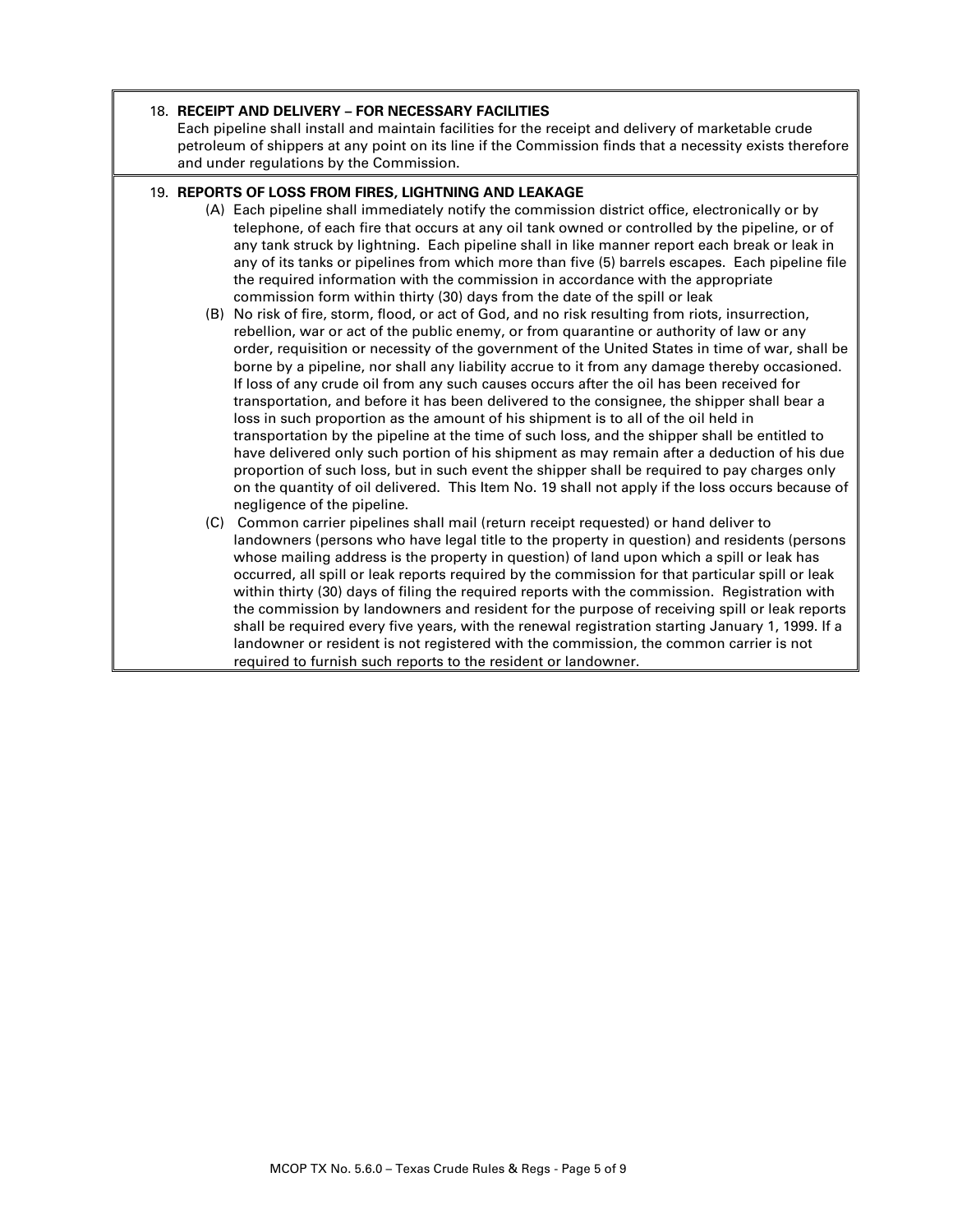18. **RECEIPT AND DELIVERY – FOR NECESSARY FACILITIES**

Each pipeline shall install and maintain facilities for the receipt and delivery of marketable crude petroleum of shippers at any point on its line if the Commission finds that a necessity exists therefore and under regulations by the Commission.

19. **REPORTS OF LOSS FROM FIRES, LIGHTNING AND LEAKAGE**

(A) Each pipeline shall immediately notify the commission district office, electronically or by telephone, of each fire that occurs at any oil tank owned or controlled by the pipeline, or of any tank struck by lightning. Each pipeline shall in like manner report each break or leak in any of its tanks or pipelines from which more than five (5) barrels escapes. Each pipeline file the required information with the commission in accordance with the appropriate commission form within thirty (30) days from the date of the spill or leak

(B) No risk of fire, storm, flood, or act of God, and no risk resulting from riots, insurrection, rebellion, war or act of the public enemy, or from quarantine or authority of law or any order, requisition or necessity of the government of the United States in time of war, shall be borne by a pipeline, nor shall any liability accrue to it from any damage thereby occasioned. If loss of any crude oil from any such causes occurs after the oil has been received for transportation, and before it has been delivered to the consignee, the shipper shall bear a loss in such proportion as the amount of his shipment is to all of the oil held in transportation by the pipeline at the time of such loss, and the shipper shall be entitled to have delivered only such portion of his shipment as may remain after a deduction of his due proportion of such loss, but in such event the shipper shall be required to pay charges only on the quantity of oil delivered. This Item No. 19 shall not apply if the loss occurs because of negligence of the pipeline.

(C) Common carrier pipelines shall mail (return receipt requested) or hand deliver to landowners (persons who have legal title to the property in question) and residents (persons whose mailing address is the property in question) of land upon which a spill or leak has occurred, all spill or leak reports required by the commission for that particular spill or leak within thirty (30) days of filing the required reports with the commission. Registration with the commission by landowners and resident for the purpose of receiving spill or leak reports shall be required every five years, with the renewal registration starting January 1, 1999. If a landowner or resident is not registered with the commission, the common carrier is not required to furnish such reports to the resident or landowner.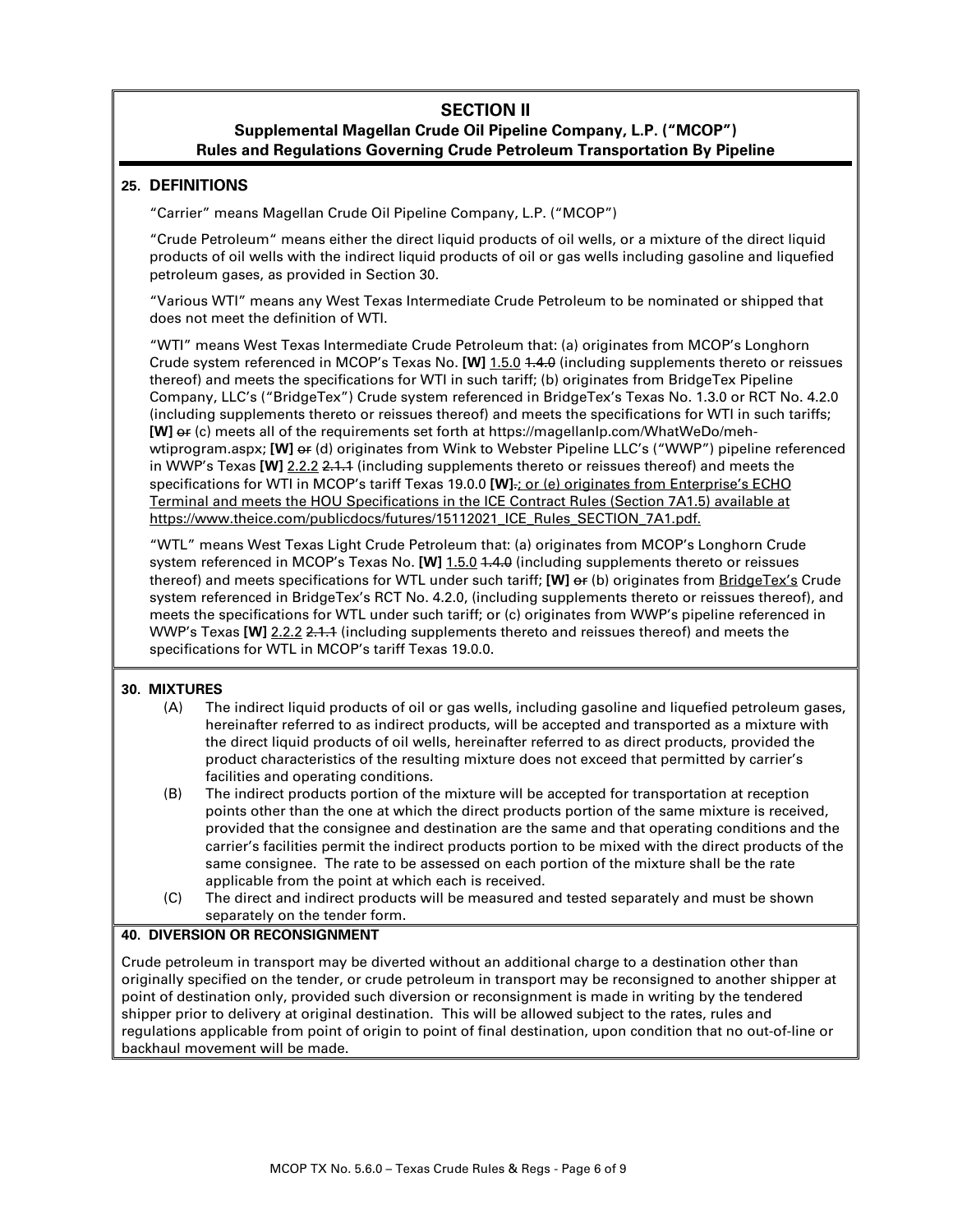## SECTION II

### Supplemental Magellan Crude Oil Pipeline Company, L.P. ("MCOP") Rules and Regulations Governing Crude Petroleum Transportation By Pipeline

### 25. DEFINITIONS

"Carrier" means Magellan Crude Oil Pipeline Company, L.P. ("MCOP")

"Crude Petroleum" means either the direct liquid products of oil wells, or a mixture of the direct liquid products of oil wells with the indirect liquid products of oil or gas wells including gasoline and liquefied petroleum gases, as provided in Section 30.

"Various WTI" means any West Texas Intermediate Crude Petroleum to be nominated or shipped that does not meet the definition of WTI.

"WTI" means West Texas Intermediate Crude Petroleum that: (a) originates from MCOP's Longhorn Crude system referenced in MCOP's Texas No. **[W]** <u>1.5.0</u> ~~1.4.0~~ (including supplements thereto or reissues thereof) and meets the specifications for WTI in such tariff; (b) originates from BridgeTex Pipeline Company, LLC's ("BridgeTex") Crude system referenced in BridgeTex's Texas No. 1.3.0 or RCT No. 4.2.0 (including supplements thereto or reissues thereof) and meets the specifications for WTI in such tariffs; **[W]** ~~or~~ (c) meets all of the requirements set forth at https://magellanlp.com/WhatWeDo/meh-wtiprogram.aspx; **[W]** ~~or~~ (d) originates from Wink to Webster Pipeline LLC's ("WWP") pipeline referenced in WWP's Texas **[W]** <u>2.2.2</u> ~~2.1.1~~ (including supplements thereto or reissues thereof) and meets the specifications for WTI in MCOP's tariff Texas 19.0.0 **[W]**~~.~~<u>; or (e) originates from Enterprise's ECHO Terminal and meets the HOU Specifications in the ICE Contract Rules (Section 7A1.5) available at https://www.theice.com/publicdocs/futures/15112021_ICE_Rules_SECTION_7A1.pdf.</u>

"WTL" means West Texas Light Crude Petroleum that: (a) originates from MCOP's Longhorn Crude system referenced in MCOP's Texas No. **[W]** <u>1.5.0</u> ~~1.4.0~~ (including supplements thereto or reissues thereof) and meets specifications for WTL under such tariff; **[W]** ~~or~~ (b) originates from <u>BridgeTex's</u> Crude system referenced in BridgeTex's RCT No. 4.2.0, (including supplements thereto or reissues thereof), and meets the specifications for WTL under such tariff; or (c) originates from WWP's pipeline referenced in WWP's Texas **[W]** <u>2.2.2</u> ~~2.1.1~~ (including supplements thereto and reissues thereof) and meets the specifications for WTL in MCOP's tariff Texas 19.0.0.

### 30. MIXTURES

(A) The indirect liquid products of oil or gas wells, including gasoline and liquefied petroleum gases, hereinafter referred to as indirect products, will be accepted and transported as a mixture with the direct liquid products of oil wells, hereinafter referred to as direct products, provided the product characteristics of the resulting mixture does not exceed that permitted by carrier's facilities and operating conditions.

(B) The indirect products portion of the mixture will be accepted for transportation at reception points other than the one at which the direct products portion of the same mixture is received, provided that the consignee and destination are the same and that operating conditions and the carrier's facilities permit the indirect products portion to be mixed with the direct products of the same consignee. The rate to be assessed on each portion of the mixture shall be the rate applicable from the point at which each is received.

(C) The direct and indirect products will be measured and tested separately and must be shown separately on the tender form.

### 40. DIVERSION OR RECONSIGNMENT

Crude petroleum in transport may be diverted without an additional charge to a destination other than originally specified on the tender, or crude petroleum in transport may be reconsigned to another shipper at point of destination only, provided such diversion or reconsignment is made in writing by the tendered shipper prior to delivery at original destination. This will be allowed subject to the rates, rules and regulations applicable from point of origin to point of final destination, upon condition that no out-of-line or backhaul movement will be made.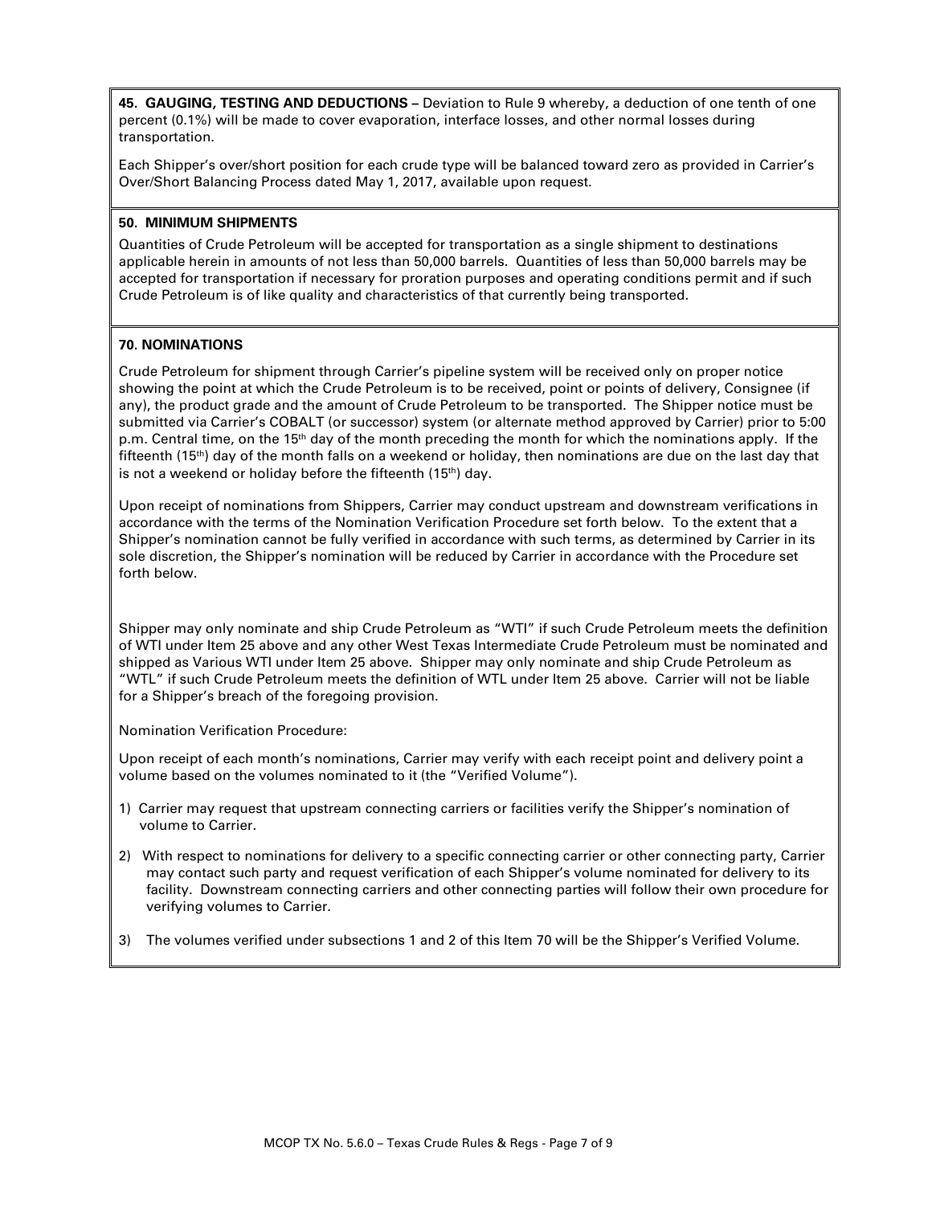**45. GAUGING, TESTING AND DEDUCTIONS –** Deviation to Rule 9 whereby, a deduction of one tenth of one percent (0.1%) will be made to cover evaporation, interface losses, and other normal losses during transportation.

Each Shipper's over/short position for each crude type will be balanced toward zero as provided in Carrier's Over/Short Balancing Process dated May 1, 2017, available upon request.

**50. MINIMUM SHIPMENTS**

Quantities of Crude Petroleum will be accepted for transportation as a single shipment to destinations applicable herein in amounts of not less than 50,000 barrels. Quantities of less than 50,000 barrels may be accepted for transportation if necessary for proration purposes and operating conditions permit and if such Crude Petroleum is of like quality and characteristics of that currently being transported.

**70. NOMINATIONS**

Crude Petroleum for shipment through Carrier's pipeline system will be received only on proper notice showing the point at which the Crude Petroleum is to be received, point or points of delivery, Consignee (if any), the product grade and the amount of Crude Petroleum to be transported. The Shipper notice must be submitted via Carrier's COBALT (or successor) system (or alternate method approved by Carrier) prior to 5:00 p.m. Central time, on the 15th day of the month preceding the month for which the nominations apply. If the fifteenth (15th) day of the month falls on a weekend or holiday, then nominations are due on the last day that is not a weekend or holiday before the fifteenth (15th) day.

Upon receipt of nominations from Shippers, Carrier may conduct upstream and downstream verifications in accordance with the terms of the Nomination Verification Procedure set forth below. To the extent that a Shipper's nomination cannot be fully verified in accordance with such terms, as determined by Carrier in its sole discretion, the Shipper's nomination will be reduced by Carrier in accordance with the Procedure set forth below.

Shipper may only nominate and ship Crude Petroleum as "WTI" if such Crude Petroleum meets the definition of WTI under Item 25 above and any other West Texas Intermediate Crude Petroleum must be nominated and shipped as Various WTI under Item 25 above. Shipper may only nominate and ship Crude Petroleum as "WTL" if such Crude Petroleum meets the definition of WTL under Item 25 above. Carrier will not be liable for a Shipper's breach of the foregoing provision.

Nomination Verification Procedure:

Upon receipt of each month's nominations, Carrier may verify with each receipt point and delivery point a volume based on the volumes nominated to it (the "Verified Volume").

1) Carrier may request that upstream connecting carriers or facilities verify the Shipper's nomination of volume to Carrier.
2) With respect to nominations for delivery to a specific connecting carrier or other connecting party, Carrier may contact such party and request verification of each Shipper's volume nominated for delivery to its facility. Downstream connecting carriers and other connecting parties will follow their own procedure for verifying volumes to Carrier.
3) The volumes verified under subsections 1 and 2 of this Item 70 will be the Shipper's Verified Volume.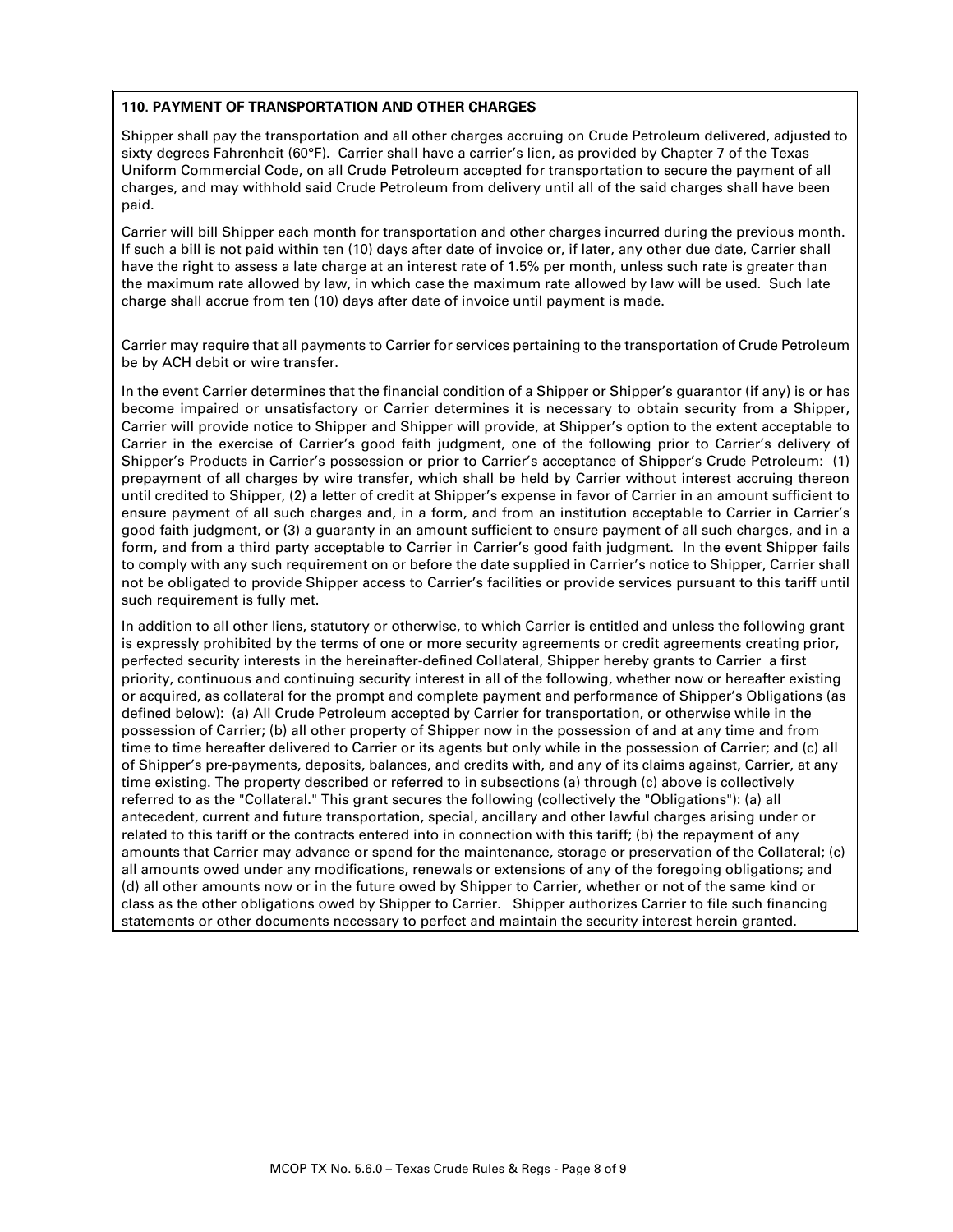**110. PAYMENT OF TRANSPORTATION AND OTHER CHARGES**

Shipper shall pay the transportation and all other charges accruing on Crude Petroleum delivered, adjusted to sixty degrees Fahrenheit (60°F). Carrier shall have a carrier's lien, as provided by Chapter 7 of the Texas Uniform Commercial Code, on all Crude Petroleum accepted for transportation to secure the payment of all charges, and may withhold said Crude Petroleum from delivery until all of the said charges shall have been paid.

Carrier will bill Shipper each month for transportation and other charges incurred during the previous month. If such a bill is not paid within ten (10) days after date of invoice or, if later, any other due date, Carrier shall have the right to assess a late charge at an interest rate of 1.5% per month, unless such rate is greater than the maximum rate allowed by law, in which case the maximum rate allowed by law will be used. Such late charge shall accrue from ten (10) days after date of invoice until payment is made.

Carrier may require that all payments to Carrier for services pertaining to the transportation of Crude Petroleum be by ACH debit or wire transfer.

In the event Carrier determines that the financial condition of a Shipper or Shipper's guarantor (if any) is or has become impaired or unsatisfactory or Carrier determines it is necessary to obtain security from a Shipper, Carrier will provide notice to Shipper and Shipper will provide, at Shipper's option to the extent acceptable to Carrier in the exercise of Carrier's good faith judgment, one of the following prior to Carrier's delivery of Shipper's Products in Carrier's possession or prior to Carrier's acceptance of Shipper's Crude Petroleum: (1) prepayment of all charges by wire transfer, which shall be held by Carrier without interest accruing thereon until credited to Shipper, (2) a letter of credit at Shipper's expense in favor of Carrier in an amount sufficient to ensure payment of all such charges and, in a form, and from an institution acceptable to Carrier in Carrier's good faith judgment, or (3) a guaranty in an amount sufficient to ensure payment of all such charges, and in a form, and from a third party acceptable to Carrier in Carrier's good faith judgment. In the event Shipper fails to comply with any such requirement on or before the date supplied in Carrier's notice to Shipper, Carrier shall not be obligated to provide Shipper access to Carrier's facilities or provide services pursuant to this tariff until such requirement is fully met.

In addition to all other liens, statutory or otherwise, to which Carrier is entitled and unless the following grant is expressly prohibited by the terms of one or more security agreements or credit agreements creating prior, perfected security interests in the hereinafter-defined Collateral, Shipper hereby grants to Carrier a first priority, continuous and continuing security interest in all of the following, whether now or hereafter existing or acquired, as collateral for the prompt and complete payment and performance of Shipper's Obligations (as defined below): (a) All Crude Petroleum accepted by Carrier for transportation, or otherwise while in the possession of Carrier; (b) all other property of Shipper now in the possession of and at any time and from time to time hereafter delivered to Carrier or its agents but only while in the possession of Carrier; and (c) all of Shipper's pre-payments, deposits, balances, and credits with, and any of its claims against, Carrier, at any time existing. The property described or referred to in subsections (a) through (c) above is collectively referred to as the "Collateral." This grant secures the following (collectively the "Obligations"): (a) all antecedent, current and future transportation, special, ancillary and other lawful charges arising under or related to this tariff or the contracts entered into in connection with this tariff; (b) the repayment of any amounts that Carrier may advance or spend for the maintenance, storage or preservation of the Collateral; (c) all amounts owed under any modifications, renewals or extensions of any of the foregoing obligations; and (d) all other amounts now or in the future owed by Shipper to Carrier, whether or not of the same kind or class as the other obligations owed by Shipper to Carrier. Shipper authorizes Carrier to file such financing statements or other documents necessary to perfect and maintain the security interest herein granted.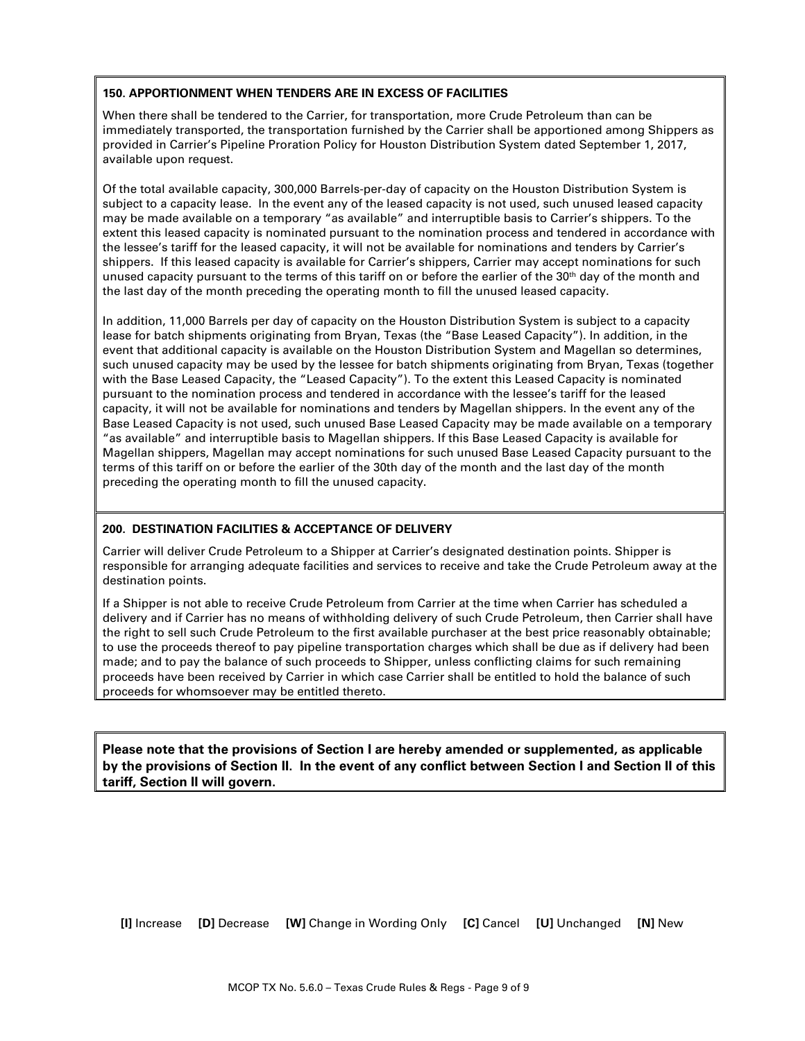### 150. APPORTIONMENT WHEN TENDERS ARE IN EXCESS OF FACILITIES

When there shall be tendered to the Carrier, for transportation, more Crude Petroleum than can be immediately transported, the transportation furnished by the Carrier shall be apportioned among Shippers as provided in Carrier's Pipeline Proration Policy for Houston Distribution System dated September 1, 2017, available upon request.

Of the total available capacity, 300,000 Barrels-per-day of capacity on the Houston Distribution System is subject to a capacity lease. In the event any of the leased capacity is not used, such unused leased capacity may be made available on a temporary "as available" and interruptible basis to Carrier's shippers. To the extent this leased capacity is nominated pursuant to the nomination process and tendered in accordance with the lessee's tariff for the leased capacity, it will not be available for nominations and tenders by Carrier's shippers. If this leased capacity is available for Carrier's shippers, Carrier may accept nominations for such unused capacity pursuant to the terms of this tariff on or before the earlier of the 30th day of the month and the last day of the month preceding the operating month to fill the unused leased capacity.

In addition, 11,000 Barrels per day of capacity on the Houston Distribution System is subject to a capacity lease for batch shipments originating from Bryan, Texas (the "Base Leased Capacity"). In addition, in the event that additional capacity is available on the Houston Distribution System and Magellan so determines, such unused capacity may be used by the lessee for batch shipments originating from Bryan, Texas (together with the Base Leased Capacity, the "Leased Capacity"). To the extent this Leased Capacity is nominated pursuant to the nomination process and tendered in accordance with the lessee's tariff for the leased capacity, it will not be available for nominations and tenders by Magellan shippers. In the event any of the Base Leased Capacity is not used, such unused Base Leased Capacity may be made available on a temporary "as available" and interruptible basis to Magellan shippers. If this Base Leased Capacity is available for Magellan shippers, Magellan may accept nominations for such unused Base Leased Capacity pursuant to the terms of this tariff on or before the earlier of the 30th day of the month and the last day of the month preceding the operating month to fill the unused capacity.

### 200. DESTINATION FACILITIES & ACCEPTANCE OF DELIVERY

Carrier will deliver Crude Petroleum to a Shipper at Carrier's designated destination points. Shipper is responsible for arranging adequate facilities and services to receive and take the Crude Petroleum away at the destination points.

If a Shipper is not able to receive Crude Petroleum from Carrier at the time when Carrier has scheduled a delivery and if Carrier has no means of withholding delivery of such Crude Petroleum, then Carrier shall have the right to sell such Crude Petroleum to the first available purchaser at the best price reasonably obtainable; to use the proceeds thereof to pay pipeline transportation charges which shall be due as if delivery had been made; and to pay the balance of such proceeds to Shipper, unless conflicting claims for such remaining proceeds have been received by Carrier in which case Carrier shall be entitled to hold the balance of such proceeds for whomsoever may be entitled thereto.

**Please note that the provisions of Section I are hereby amended or supplemented, as applicable by the provisions of Section II. In the event of any conflict between Section I and Section II of this tariff, Section II will govern.**

**[I]** Increase **[D]** Decrease **[W]** Change in Wording Only **[C]** Cancel **[U]** Unchanged **[N]** New